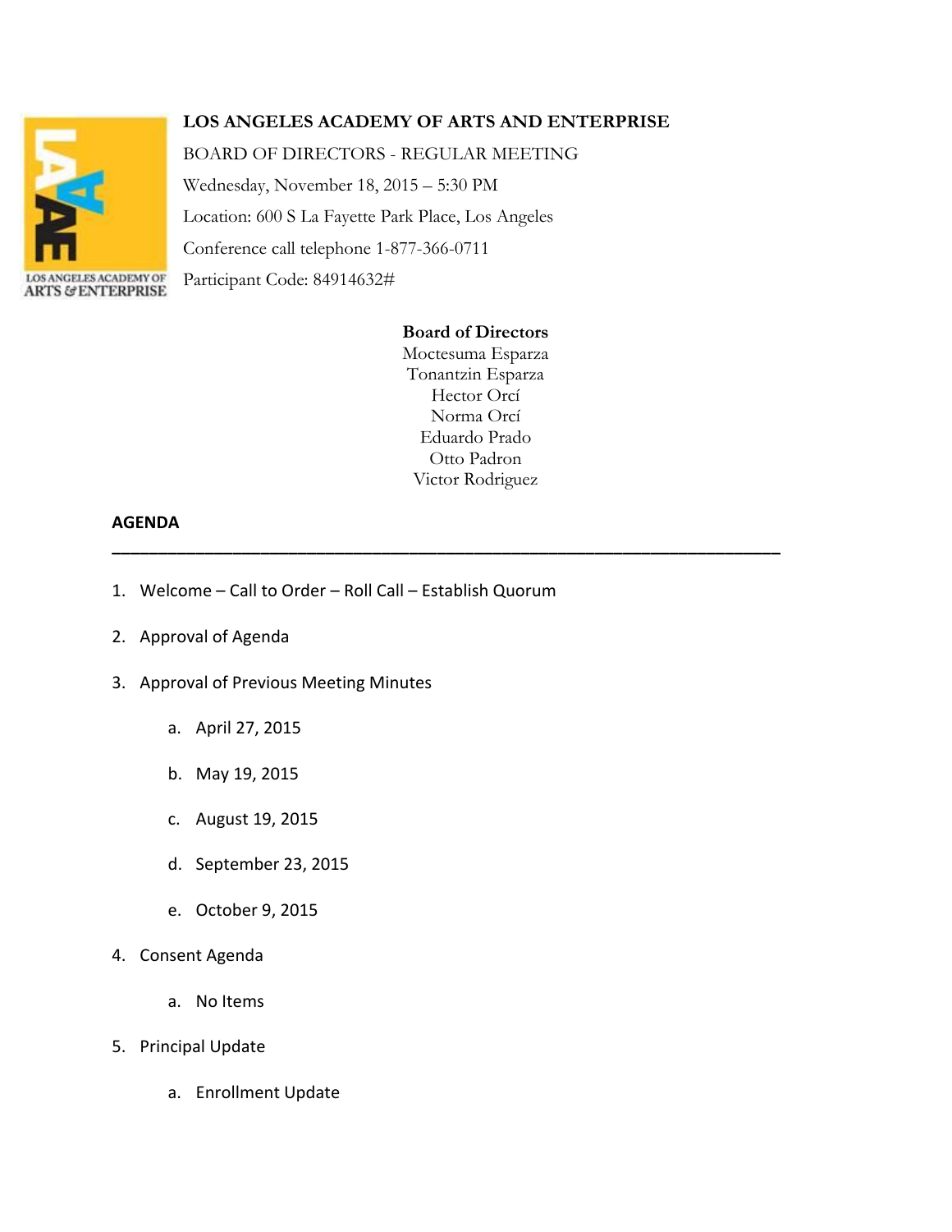**LOS ANGELES ACADEMY OF ARTS AND ENTERPRISE**

BOARD OF DIRECTORS - REGULAR MEETING

Wednesday, November 18, 2015 – 5:30 PM

Location: 600 S La Fayette Park Place, Los Angeles

Conference call telephone 1-877-366-0711

Participant Code: 84914632#

**Board of Directors**

Moctesuma Esparza
Tonantzin Esparza
Hector Orcí
Norma Orcí
Eduardo Prado
Otto Padron
Victor Rodriguez

**AGENDA**

---

1. Welcome – Call to Order – Roll Call – Establish Quorum
2. Approval of Agenda
3. Approval of Previous Meeting Minutes
   a. April 27, 2015
   b. May 19, 2015
   c. August 19, 2015
   d. September 23, 2015
   e. October 9, 2015
4. Consent Agenda
   a. No Items
5. Principal Update
   a. Enrollment Update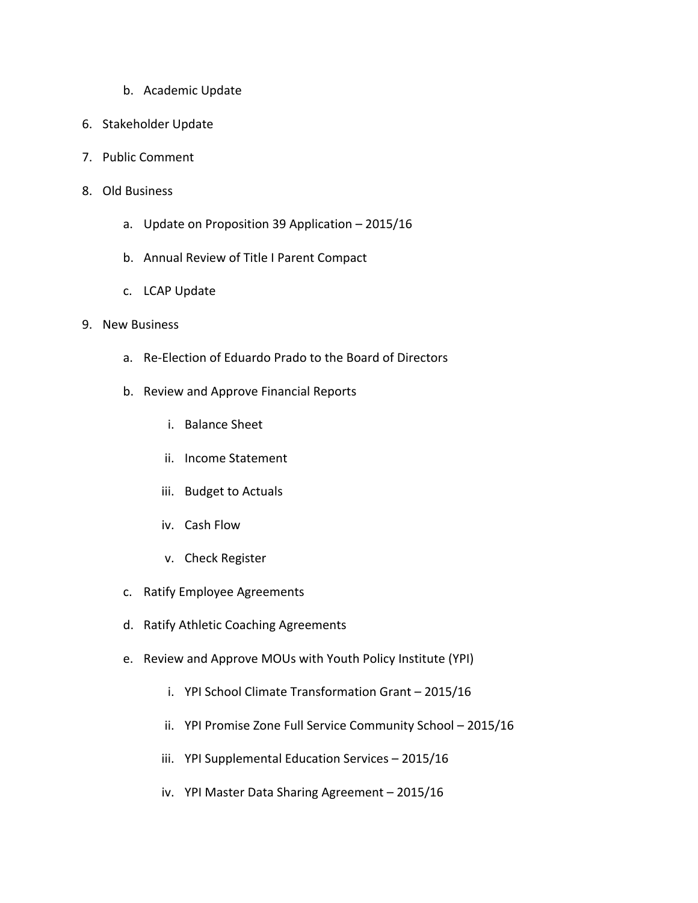b. Academic Update

6. Stakeholder Update

7. Public Comment

8. Old Business

    a. Update on Proposition 39 Application – 2015/16

    b. Annual Review of Title I Parent Compact

    c. LCAP Update

9. New Business

    a. Re-Election of Eduardo Prado to the Board of Directors

    b. Review and Approve Financial Reports

        i. Balance Sheet

        ii. Income Statement

        iii. Budget to Actuals

        iv. Cash Flow

        v. Check Register

    c. Ratify Employee Agreements

    d. Ratify Athletic Coaching Agreements

    e. Review and Approve MOUs with Youth Policy Institute (YPI)

        i. YPI School Climate Transformation Grant – 2015/16

        ii. YPI Promise Zone Full Service Community School – 2015/16

        iii. YPI Supplemental Education Services – 2015/16

        iv. YPI Master Data Sharing Agreement – 2015/16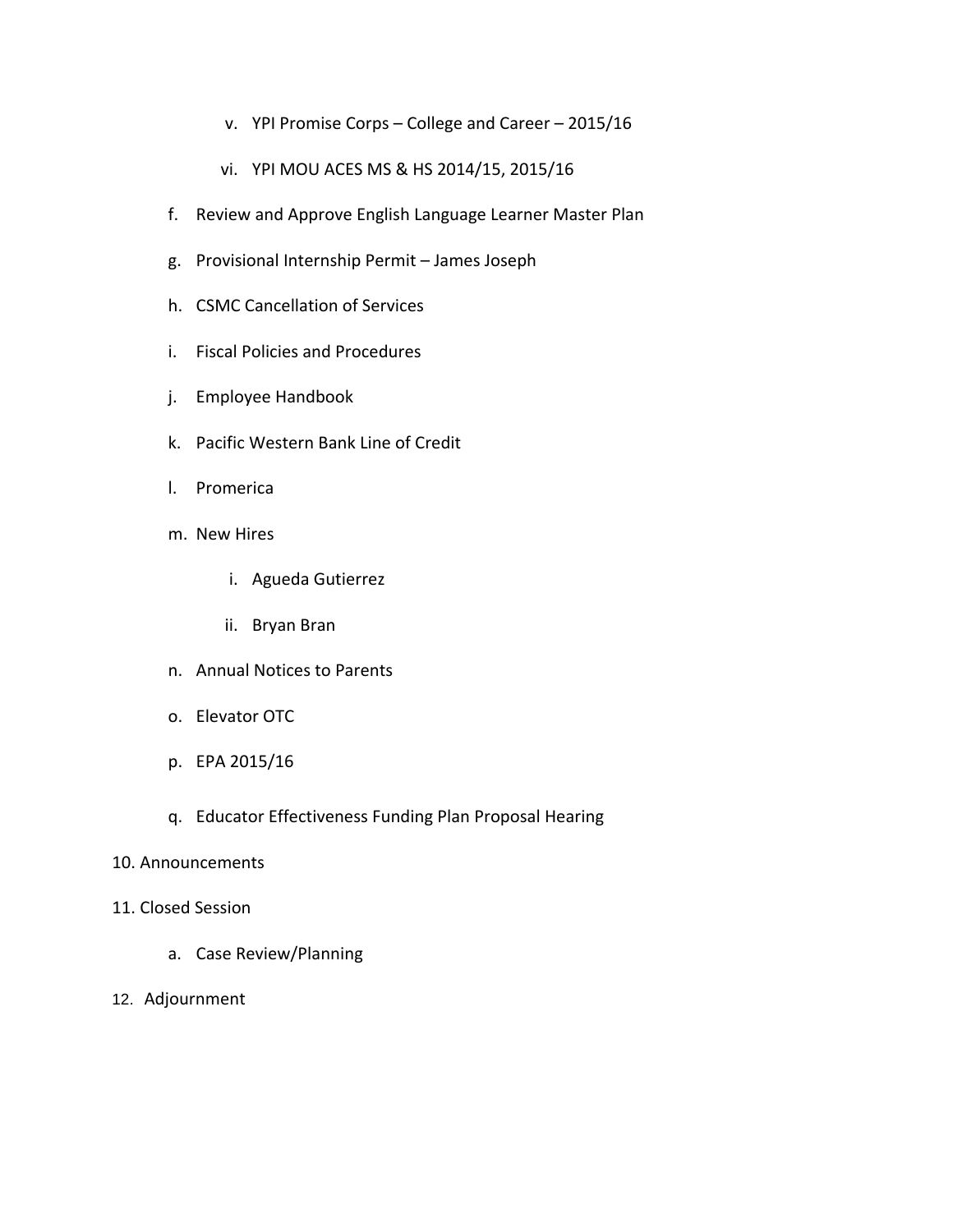v. YPI Promise Corps – College and Career – 2015/16

vi. YPI MOU ACES MS & HS 2014/15, 2015/16

f. Review and Approve English Language Learner Master Plan

g. Provisional Internship Permit – James Joseph

h. CSMC Cancellation of Services

i. Fiscal Policies and Procedures

j. Employee Handbook

k. Pacific Western Bank Line of Credit

l. Promerica

m. New Hires

   i. Agueda Gutierrez

   ii. Bryan Bran

n. Annual Notices to Parents

o. Elevator OTC

p. EPA 2015/16

q. Educator Effectiveness Funding Plan Proposal Hearing

10. Announcements

11. Closed Session

   a. Case Review/Planning

12. Adjournment